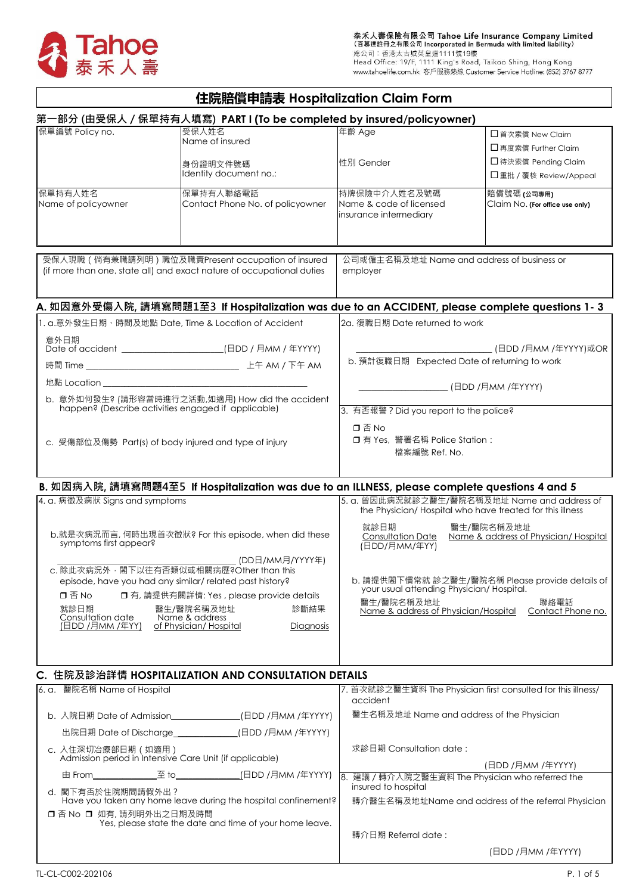Tahoe 泰禾人壽

泰禾人壽保險有限公司 Tahoe Life Insurance Company Limited
(百慕達註冊之有限公司 Incorporated in Bermuda with limited liability)
總公司：香港太古城英皇道1111號19樓
Head Office: 19/F, 1111 King's Road, Taikoo Shing, Hong Kong
www.tahoelife.com.hk 客戶服務熱線 Customer Service Hotline: (852) 3767 8777

# 住院賠償申請表 Hospitalization Claim Form

## 第一部分 (由受保人 / 保單持有人填寫) PART I (To be completed by insured/policyowner)

| 保單編號 Policy no. | 受保人姓名 Name of insured<br><br>身份證明文件號碼 Identity document no.: | 年齡 Age<br><br>性別 Gender | ☐ 首次索償 New Claim<br>☐ 再度索償 Further Claim<br>☐ 待決索償 Pending Claim<br>☐ 重批 / 覆核 Review/Appeal |
|---|---|---|---|
| 保單持有人姓名 Name of policyowner | 保單持有人聯絡電話 Contact Phone No. of policyowner | 持牌保險中介人姓名及號碼 Name & code of licensed insurance intermediary | 賠償號碼 **(公司專用)** Claim No. **(For office use only)** |

| 受保人現職（倘有兼職請列明）職位及職責Present occupation of insured (if more than one, state all) and exact nature of occupational duties | 公司或僱主名稱及地址 Name and address of business or employer |
|---|---|
| | |

## A. 如因意外受傷入院, 請填寫問題1至3 If Hospitalization was due to an ACCIDENT, please complete questions 1 - 3

1. a. 意外發生日期、時間及地點 Date, Time & Location of Accident

   意外日期 Date of accident ______________________(日DD / 月MM / 年YYYY)

   時間 Time ________________________________ 上午 AM / 下午 AM

   地點 Location ____________________________________________

   b. 意外如何發生? (請形容當時進行之活動,如適用) How did the accident happen? (Describe activities engaged if applicable)

   c. 受傷部位及傷勢 Part(s) of body injured and type of injury

2a. 復職日期 Date returned to work

   ___________________________ (日DD /月MM /年YYYY)或OR

   b. 預計復職日期 Expected Date of returning to work

   ___________________ (日DD /月MM /年YYYY)

3. 有否報警？Did you report to the police?

   ❒ 否 No
   ❒ 有 Yes, 警署名稱 Police Station：
   檔案編號 Ref. No.

## B. 如因病入院, 請填寫問題4至5 If Hospitalization was due to an ILLNESS, please complete questions 4 and 5

4. a. 病徵及病狀 Signs and symptoms

   b.就是次病況而言, 何時出現首次徵狀? For this episode, when did these symptoms first appear?

   ______________________________ (DD日/MM月/YYYY年)

   c. 除此次病況外，閣下以往有否類似或相關病歷?Other than this episode, have you had any similar/ related past history?

   ❒ 否 No ❒ 有, 請提供有關詳情: Yes , please provide details

| 就診日期 Consultation date (日DD /月MM /年YY) | 醫生/醫院名稱及地址 Name & address of Physician/ Hospital | 診斷結果 Diagnosis |
|---|---|---|
| | | |

5. a. 曾因此病況就診之醫生/醫院名稱及地址 Name and address of the Physician/ Hospital who have treated for this illness

| 就診日期 Consultation Date (日DD/月MM/年YY) | 醫生/醫院名稱及地址 Name & address of Physician/ Hospital |
|---|---|
| | |

   b. 請提供閣下慣常就 診之醫生/醫院名稱 Please provide details of your usual attending Physician/ Hospital.

| 醫生/醫院名稱及地址 Name & address of Physician/Hospital | 聯絡電話 Contact Phone no. |
|---|---|
| | |

## C. 住院及診治詳情 HOSPITALIZATION AND CONSULTATION DETAILS

6. a. 醫院名稱 Name of Hospital

   b. 入院日期 Date of Admission_______________(日DD /月MM /年YYYY)

   出院日期 Date of Discharge_______________(日DD /月MM /年YYYY)

   c. 入住深切治療部日期（如適用）Admission period in Intensive Care Unit (if applicable)

   由 From____________至 to_____________(日DD /月MM /年YYYY)

   d. 閣下有否於住院期間請假外出？Have you taken any home leave during the hospital confinement?

   ❒ 否 No ❒ 如有, 請列明外出之日期及時間 Yes, please state the date and time of your home leave.

7. 首次就診之醫生資料 The Physician first consulted for this illness/ accident

   醫生名稱及地址 Name and address of the Physician

   求診日期 Consultation date：

   (日DD /月MM /年YYYY)

8. 建議 / 轉介入院之醫生資料 The Physician who referred the insured to hospital

   轉介醫生名稱及地址Name and address of the referral Physician

   轉介日期 Referral date：

   (日DD /月MM /年YYYY)

TL-CL-C002-202106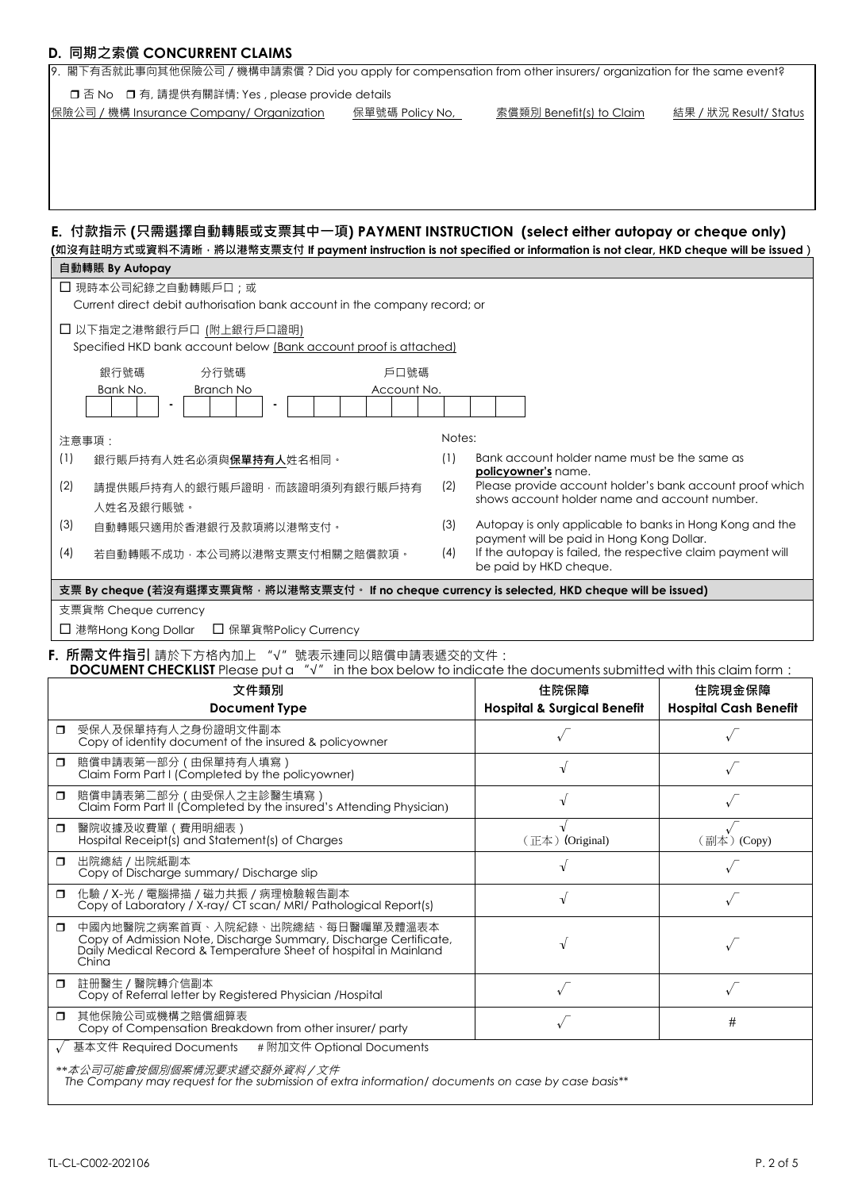## D. 同期之索償 CONCURRENT CLAIMS

9. 閣下有否就此事向其他保險公司 / 機構申請索償？Did you apply for compensation from other insurers/ organization for the same event?

❒ 否 No ❒ 有, 請提供有關詳情: Yes , please provide details

| 保險公司 / 機構 Insurance Company/ Organization | 保單號碼 Policy No. | 索償類別 Benefit(s) to Claim | 結果 / 狀況 Result/ Status |
|---|---|---|---|
| | | | |

## E. 付款指示 (只需選擇自動轉賬或支票其中一項) PAYMENT INSTRUCTION (select either autopay or cheque only)

**(如沒有註明方式或資料不清晰，將以港幣支票支付 If payment instruction is not specified or information is not clear, HKD cheque will be issued )**

**自動轉賬 By Autopay**

☐ 現時本公司紀錄之自動轉賬戶口；或
Current direct debit authorisation bank account in the company record; or

☐ 以下指定之港幣銀行戶口 (附上銀行戶口證明)
Specified HKD bank account below (Bank account proof is attached)

| 銀行號碼 Bank No. | | 分行號碼 Branch No | | 戶口號碼 Account No. |
|---|---|---|---|---|
| | - | | - | |

注意事項：

(1) 銀行賬戶持有人姓名必須與**保單持有人**姓名相同。

(2) 請提供賬戶持有人的銀行賬戶證明，而該證明須列有銀行賬戶持有人姓名及銀行賬號。

(3) 自動轉賬只適用於香港銀行及款項將以港幣支付。

(4) 若自動轉賬不成功，本公司將以港幣支票支付相關之賠償款項。

Notes:

(1) Bank account holder name must be the same as **policyowner's** name.

(2) Please provide account holder's bank account proof which shows account holder name and account number.

(3) Autopay is only applicable to banks in Hong Kong and the payment will be paid in Hong Kong Dollar.

(4) If the autopay is failed, the respective claim payment will be paid by HKD cheque.

**支票 By cheque (若沒有選擇支票貨幣，將以港幣支票支付。 If no cheque currency is selected, HKD cheque will be issued)**

支票貨幣 Cheque currency

☐ 港幣Hong Kong Dollar ☐ 保單貨幣Policy Currency

## F. 所需文件指引 請於下方格內加上 "√" 號表示連同以賠償申請表遞交的文件：

**DOCUMENT CHECKLIST** Please put a "√" in the box below to indicate the documents submitted with this claim form：

| 文件類別 Document Type | 住院保障 Hospital & Surgical Benefit | 住院現金保障 Hospital Cash Benefit |
|---|---|---|
| ❒ 受保人及保單持有人之身份證明文件副本 Copy of identity document of the insured & policyowner | √ | √ |
| ❒ 賠償申請表第一部分（由保單持有人填寫） Claim Form Part I (Completed by the policyowner) | √ | √ |
| ❒ 賠償申請表第二部分（由受保人之主診醫生填寫） Claim Form Part II (Completed by the insured's Attending Physician) | √ | √ |
| ❒ 醫院收據及收費單（費用明細表） Hospital Receipt(s) and Statement(s) of Charges | √ （正本）(Original) | √ （副本）(Copy) |
| ❒ 出院總結 / 出院紙副本 Copy of Discharge summary/ Discharge slip | √ | √ |
| ❒ 化驗 / X-光 / 電腦掃描 / 磁力共振 / 病理檢驗報告副本 Copy of Laboratory / X-ray/ CT scan/ MRI/ Pathological Report(s) | √ | √ |
| ❒ 中國內地醫院之病案首頁、入院紀錄、出院總結、每日醫囑單及體溫表本 Copy of Admission Note, Discharge Summary, Discharge Certificate, Daily Medical Record & Temperature Sheet of hospital in Mainland China | √ | √ |
| ❒ 註冊醫生 / 醫院轉介信副本 Copy of Referral letter by Registered Physician /Hospital | √ | √ |
| ❒ 其他保險公司或機構之賠償細算表 Copy of Compensation Breakdown from other insurer/ party | √ | # |

√ 基本文件 Required Documents # 附加文件 Optional Documents

*\*\*本公司可能會按個別個案情況要求遞交額外資料 / 文件*
*The Company may request for the submission of extra information/ documents on case by case basis\*\**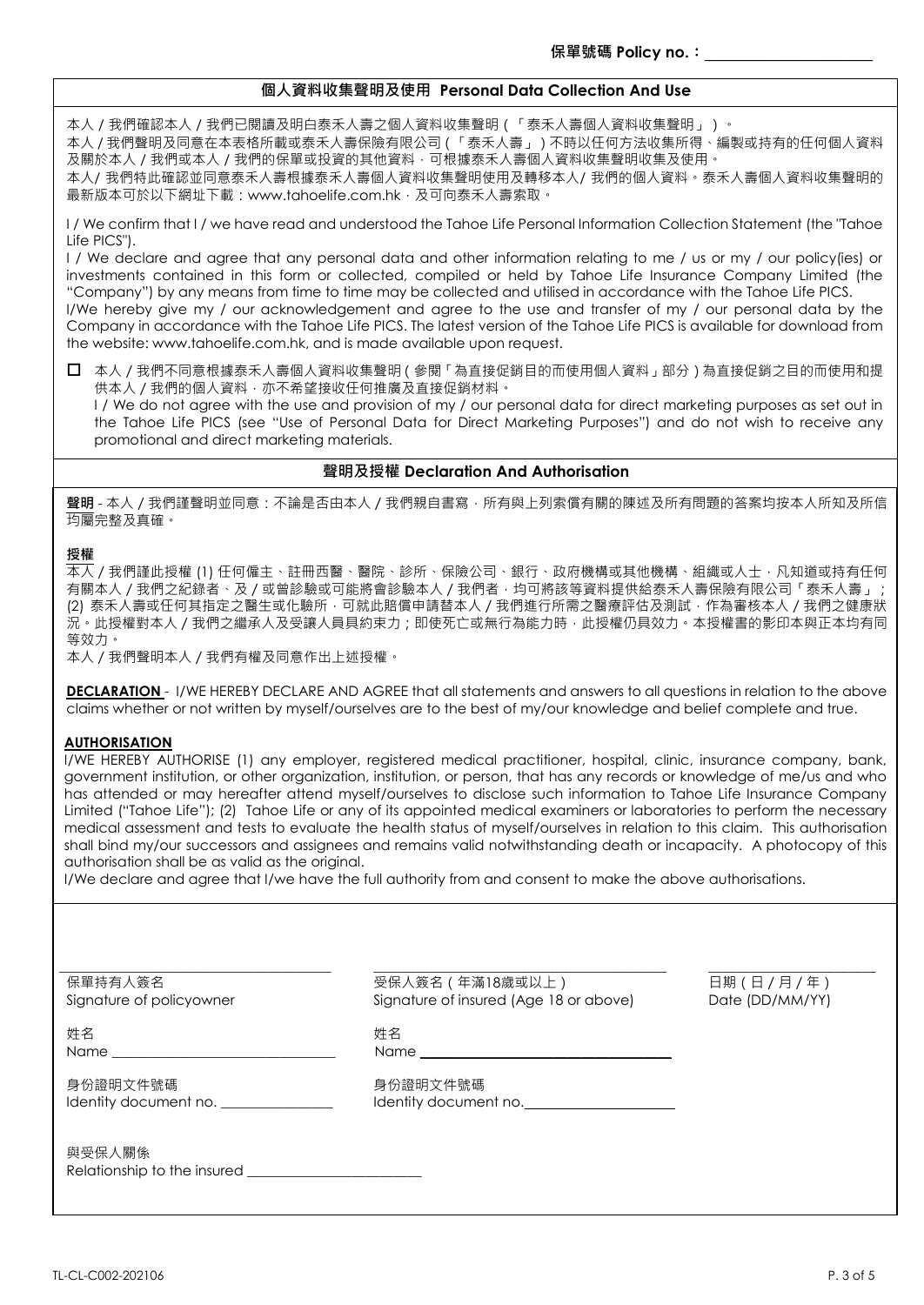**保單號碼 Policy no.：\_\_\_\_\_\_\_\_\_\_\_\_\_\_\_\_\_\_\_\_**

## 個人資料收集聲明及使用 Personal Data Collection And Use

本人 / 我們確認本人 / 我們已閱讀及明白泰禾人壽之個人資料收集聲明（「泰禾人壽個人資料收集聲明」）。
本人 / 我們聲明及同意在本表格所載或泰禾人壽保險有限公司（「泰禾人壽」）不時以任何方法收集所得、編製或持有的任何個人資料及關於本人 / 我們或本人 / 我們的保單或投資的其他資料，可根據泰禾人壽個人資料收集聲明收集及使用。
本人/ 我們特此確認並同意泰禾人壽根據泰禾人壽個人資料收集聲明使用及轉移本人/ 我們的個人資料。泰禾人壽個人資料收集聲明的最新版本可於以下網址下載：www.tahoelife.com.hk，及可向泰禾人壽索取。

I / We confirm that I / we have read and understood the Tahoe Life Personal Information Collection Statement (the "Tahoe Life PICS").
I / We declare and agree that any personal data and other information relating to me / us or my / our policy(ies) or investments contained in this form or collected, compiled or held by Tahoe Life Insurance Company Limited (the "Company") by any means from time to time may be collected and utilised in accordance with the Tahoe Life PICS.
I/We hereby give my / our acknowledgement and agree to the use and transfer of my / our personal data by the Company in accordance with the Tahoe Life PICS. The latest version of the Tahoe Life PICS is available for download from the website: www.tahoelife.com.hk, and is made available upon request.

☐ 本人 / 我們不同意根據泰禾人壽個人資料收集聲明（參閱「為直接促銷目的而使用個人資料」部分）為直接促銷之目的而使用和提供本人 / 我們的個人資料，亦不希望接收任何推廣及直接促銷材料。
I / We do not agree with the use and provision of my / our personal data for direct marketing purposes as set out in the Tahoe Life PICS (see "Use of Personal Data for Direct Marketing Purposes") and do not wish to receive any promotional and direct marketing materials.

## 聲明及授權 Declaration And Authorisation

**聲明** - 本人 / 我們謹聲明並同意：不論是否由本人 / 我們親自書寫，所有與上列索償有關的陳述及所有問題的答案均按本人所知及所信均屬完整及真確。

**授權**
本人 / 我們謹此授權 (1) 任何僱主、註冊西醫、醫院、診所、保險公司、銀行、政府機構或其他機構、組織或人士，凡知道或持有任何有關本人 / 我們之紀錄者、及 / 或曾診驗或可能將會診驗本人 / 我們者，均可將該等資料提供給泰禾人壽保險有限公司「泰禾人壽」；(2) 泰禾人壽或任何其指定之醫生或化驗所，可就此賠償申請替本人 / 我們進行所需之醫療評估及測試，作為審核本人 / 我們之健康狀況。此授權對本人 / 我們之繼承人及受讓人員具約束力；即使死亡或無行為能力時，此授權仍具效力。本授權書的影印本與正本均有同等效力。
本人 / 我們聲明本人 / 我們有權及同意作出上述授權。

**DECLARATION** - I/WE HEREBY DECLARE AND AGREE that all statements and answers to all questions in relation to the above claims whether or not written by myself/ourselves are to the best of my/our knowledge and belief complete and true.

**AUTHORISATION**
I/WE HEREBY AUTHORISE (1) any employer, registered medical practitioner, hospital, clinic, insurance company, bank, government institution, or other organization, institution, or person, that has any records or knowledge of me/us and who has attended or may hereafter attend myself/ourselves to disclose such information to Tahoe Life Insurance Company Limited ("Tahoe Life"); (2) Tahoe Life or any of its appointed medical examiners or laboratories to perform the necessary medical assessment and tests to evaluate the health status of myself/ourselves in relation to this claim. This authorisation shall bind my/our successors and assignees and remains valid notwithstanding death or incapacity. A photocopy of this authorisation shall be as valid as the original.
I/We declare and agree that I/we have the full authority from and consent to make the above authorisations.

| 保單持有人簽名<br>Signature of policyowner | 受保人簽名（年滿18歲或以上）<br>Signature of insured (Age 18 or above) | 日期（日 / 月 / 年）<br>Date (DD/MM/YY) |
|---|---|---|
| 姓名<br>Name \_\_\_\_\_\_\_\_\_\_\_\_\_\_\_\_ | 姓名<br>Name \_\_\_\_\_\_\_\_\_\_\_\_\_\_\_\_ | |
| 身份證明文件號碼<br>Identity document no. \_\_\_\_\_\_\_\_\_\_ | 身份證明文件號碼<br>Identity document no. \_\_\_\_\_\_\_\_\_\_ | |
| 與受保人關係<br>Relationship to the insured \_\_\_\_\_\_\_\_\_\_ | | |

TL-CL-C002-202106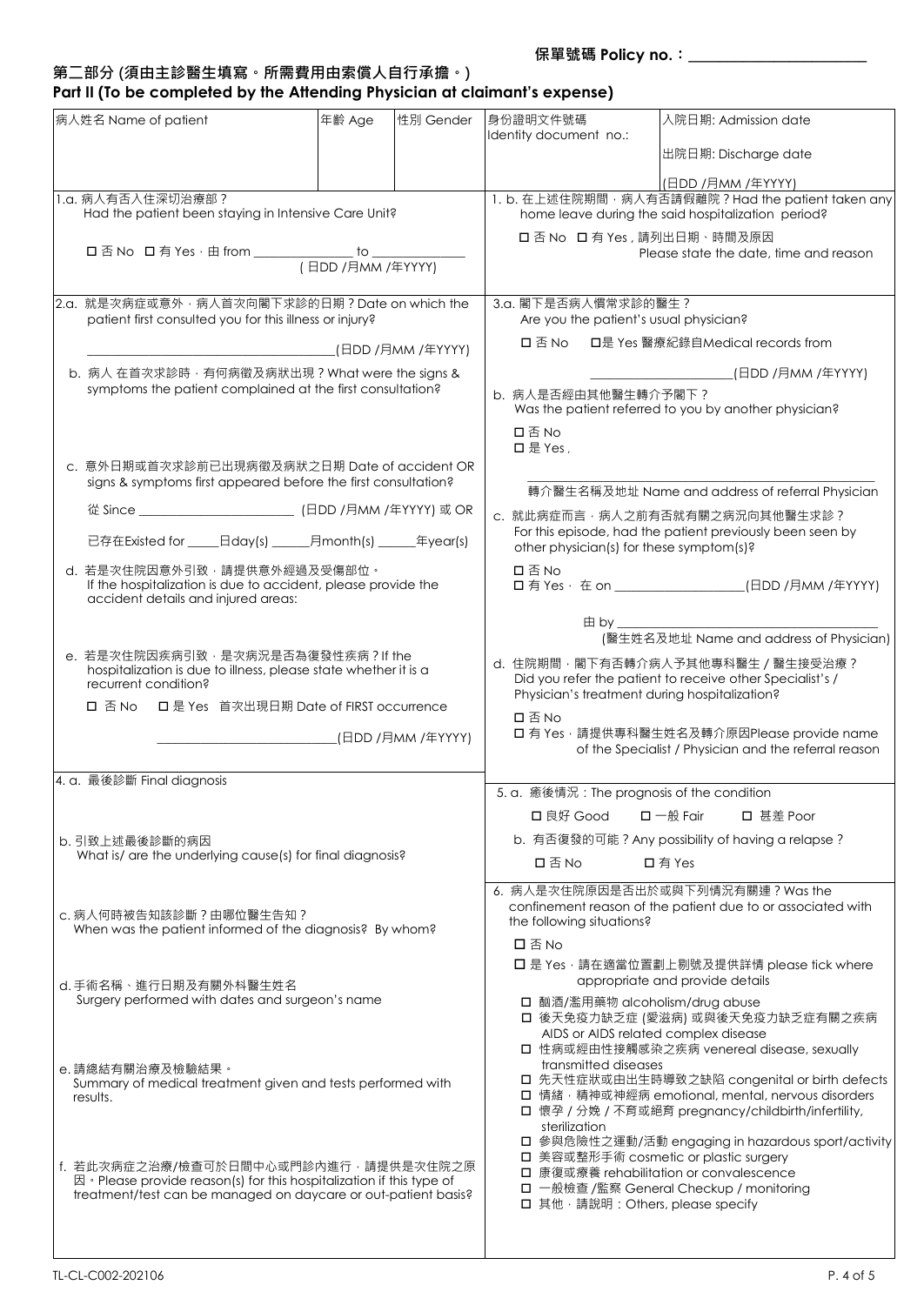**保單號碼 Policy no.：\_\_\_\_\_\_\_\_\_\_\_\_\_\_\_\_\_\_\_\_\_\_\_\_**

## 第二部分 (須由主診醫生填寫。所需費用由索償人自行承擔。)
## Part II (To be completed by the Attending Physician at claimant's expense)

| 病人姓名 Name of patient | 年齡 Age | 性別 Gender | 身份證明文件號碼 Identity document no.: | 入院日期: Admission date<br>出院日期: Discharge date<br>(日DD /月MM /年YYYY) |
|---|---|---|---|---|
| | | | | |

**1.a.** 病人有否入住深切治療部？ Had the patient been staying in Intensive Care Unit?

☐ 否 No ☐ 有 Yes，由 from \_\_\_\_\_\_\_\_\_\_\_\_\_\_ to \_\_\_\_\_\_\_\_\_\_\_\_\_\_ ( 日DD /月MM /年YYYY)

**1. b.** 在上述住院期間，病人有否請假離院？Had the patient taken any home leave during the said hospitalization period?

☐ 否 No ☐ 有 Yes , 請列出日期、時間及原因 Please state the date, time and reason

**2.a.** 就是次病症或意外，病人首次向閣下求診的日期？Date on which the patient first consulted you for this illness or injury?

\_\_\_\_\_\_\_\_\_\_\_\_\_\_\_\_\_\_\_\_\_\_\_\_\_\_\_\_\_\_(日DD /月MM /年YYYY)

**b.** 病人 在首次求診時，有何病徵及病狀出現？What were the signs & symptoms the patient complained at the first consultation?

**c.** 意外日期或首次求診前已出現病徵及病狀之日期 Date of accident OR signs & symptoms first appeared before the first consultation?

從 Since \_\_\_\_\_\_\_\_\_\_\_\_\_\_\_\_\_\_\_\_\_\_ (日DD /月MM /年YYYY) 或 OR

已存在Existed for \_\_\_\_\_日day(s) \_\_\_\_\_月month(s) \_\_\_\_\_年year(s)

**d.** 若是次住院因意外引致，請提供意外經過及受傷部位。 If the hospitalization is due to accident, please provide the accident details and injured areas:

**e.** 若是次住院因疾病引致，是次病況是否為復發性疾病？If the hospitalization is due to illness, please state whether it is a recurrent condition?

☐ 否 No ☐ 是 Yes 首次出現日期 Date of FIRST occurrence

\_\_\_\_\_\_\_\_\_\_\_\_\_\_\_\_\_\_\_\_\_\_\_\_\_\_(日DD /月MM /年YYYY)

**3.a.** 閣下是否病人慣常求診的醫生？ Are you the patient's usual physician?

☐ 否 No ☐是 Yes 醫療紀錄自Medical records from

\_\_\_\_\_\_\_\_\_\_\_\_\_\_\_\_\_\_\_\_\_\_(日DD /月MM /年YYYY)

**b.** 病人是否經由其他醫生轉介予閣下？ Was the patient referred to you by another physician?

☐ 否 No
☐ 是 Yes ,

\_\_\_\_\_\_\_\_\_\_\_\_\_\_\_\_\_\_\_\_\_\_\_\_\_\_\_\_\_\_\_\_\_\_\_\_\_\_
轉介醫生名稱及地址 Name and address of referral Physician

**c.** 就此病症而言，病人之前有否就有關之病況向其他醫生求診？ For this episode, had the patient previously been seen by other physician(s) for these symptom(s)?

☐ 否 No
☐ 有 Yes， 在 on \_\_\_\_\_\_\_\_\_\_\_\_\_\_\_\_\_\_(日DD /月MM /年YYYY)

由 by \_\_\_\_\_\_\_\_\_\_\_\_\_\_\_\_\_\_\_\_\_\_\_\_\_\_\_\_\_\_\_\_\_\_
(醫生姓名及地址 Name and address of Physician)

**d.** 住院期間，閣下有否轉介病人予其他專科醫生 / 醫生接受治療？ Did you refer the patient to receive other Specialist's / Physician's treatment during hospitalization?

☐ 否 No
☐ 有 Yes，請提供專科醫生姓名及轉介原因Please provide name of the Specialist / Physician and the referral reason

**4. a.** 最後診斷 Final diagnosis

**b.** 引致上述最後診斷的病因 What is/ are the underlying cause(s) for final diagnosis?

**c.** 病人何時被告知該診斷？由哪位醫生告知？ When was the patient informed of the diagnosis? By whom?

**d.** 手術名稱、進行日期及有關外科醫生姓名 Surgery performed with dates and surgeon's name

**e.** 請總結有關治療及檢驗結果。 Summary of medical treatment given and tests performed with results.

**f.** 若此次病症之治療/檢查可於日間中心或門診內進行，請提供是次住院之原因。Please provide reason(s) for this hospitalization if this type of treatment/test can be managed on daycare or out-patient basis?

**5. a.** 癒後情況：The prognosis of the condition

☐ 良好 Good ☐ 一般 Fair ☐ 甚差 Poor

**b.** 有否復發的可能？Any possibility of having a relapse？

☐ 否 No ☐ 有 Yes

**6.** 病人是次住院原因是否出於或與下列情況有關連？Was the confinement reason of the patient due to or associated with the following situations?

☐ 否 No

☐ 是 Yes，請在適當位置劃上剔號及提供詳情 please tick where appropriate and provide details

- ☐ 酗酒/濫用藥物 alcoholism/drug abuse
- ☐ 後天免疫力缺乏症 (愛滋病) 或與後天免疫力缺乏症有關之疾病 AIDS or AIDS related complex disease
- ☐ 性病或經由性接觸感染之疾病 venereal disease, sexually transmitted diseases
- ☐ 先天性症狀或由出生時導致之缺陷 congenital or birth defects
- ☐ 情緒，精神或神經病 emotional, mental, nervous disorders
- ☐ 懷孕 / 分娩 / 不育或絕育 pregnancy/childbirth/infertility, sterilization
- ☐ 參與危險性之運動/活動 engaging in hazardous sport/activity
- ☐ 美容或整形手術 cosmetic or plastic surgery
- ☐ 康復或療養 rehabilitation or convalescence
- ☐ 一般檢查 /監察 General Checkup / monitoring
- ☐ 其他，請說明：Others, please specify

TL-CL-C002-202106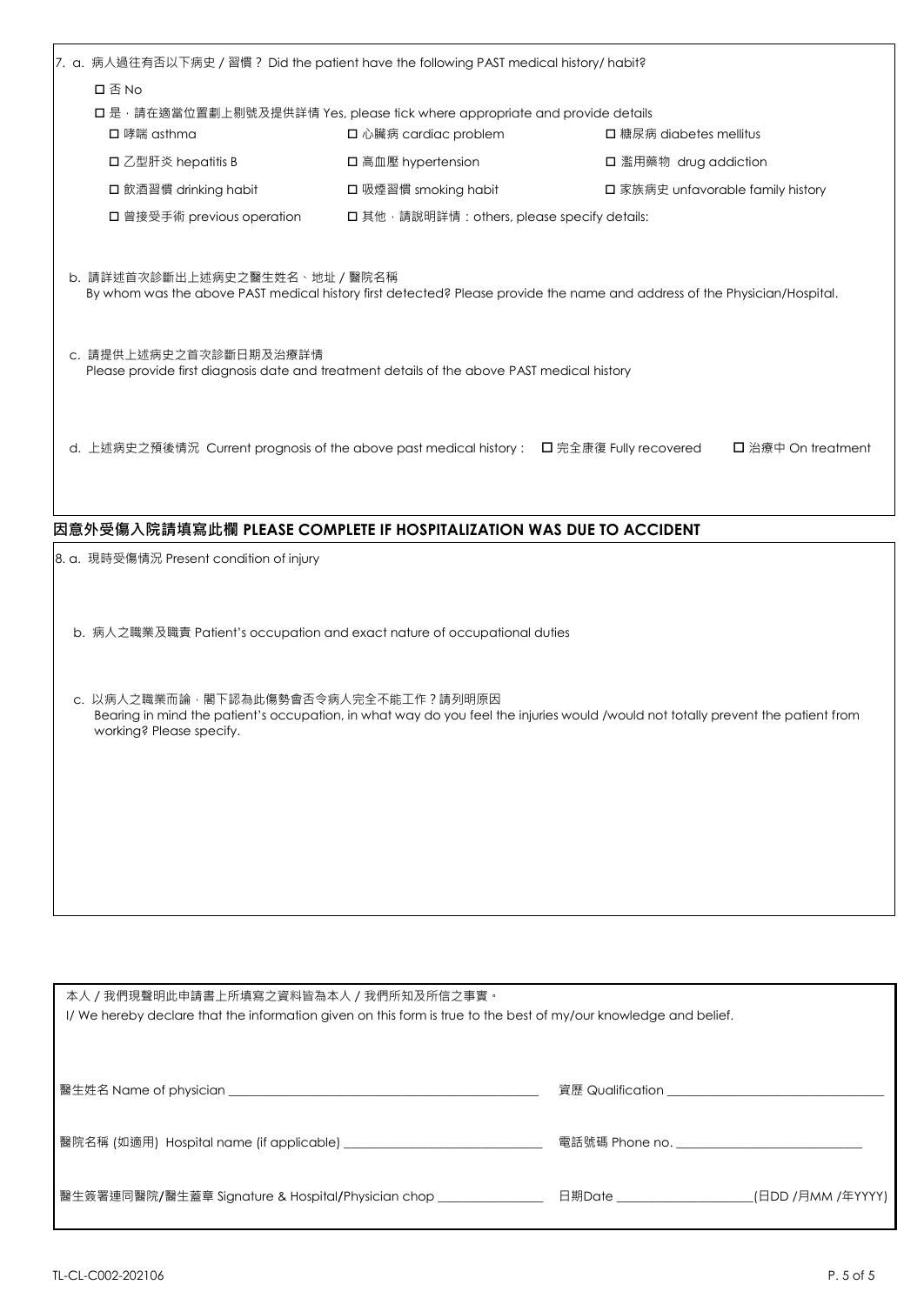7. a. 病人過往有否以下病史 / 習慣？ Did the patient have the following PAST medical history/ habit?

☐ 否 No

☐ 是，請在適當位置劃上剔號及提供詳情 Yes, please tick where appropriate and provide details

| | | |
|---|---|---|
| ☐ 哮喘 asthma | ☐ 心臟病 cardiac problem | ☐ 糖尿病 diabetes mellitus |
| ☐ 乙型肝炎 hepatitis B | ☐ 高血壓 hypertension | ☐ 濫用藥物 drug addiction |
| ☐ 飲酒習慣 drinking habit | ☐ 吸煙習慣 smoking habit | ☐ 家族病史 unfavorable family history |
| ☐ 曾接受手術 previous operation | ☐ 其他，請說明詳情：others, please specify details: | |

b. 請詳述首次診斷出上述病史之醫生姓名、地址 / 醫院名稱
By whom was the above PAST medical history first detected? Please provide the name and address of the Physician/Hospital.

c. 請提供上述病史之首次診斷日期及治療詳情
Please provide first diagnosis date and treatment details of the above PAST medical history

d. 上述病史之預後情況 Current prognosis of the above past medical history : ☐ 完全康復 Fully recovered ☐ 治療中 On treatment

## 因意外受傷入院請填寫此欄 PLEASE COMPLETE IF HOSPITALIZATION WAS DUE TO ACCIDENT

8. a. 現時受傷情況 Present condition of injury

b. 病人之職業及職責 Patient's occupation and exact nature of occupational duties

c. 以病人之職業而論，閣下認為此傷勢會否令病人完全不能工作？請列明原因
Bearing in mind the patient's occupation, in what way do you feel the injuries would /would not totally prevent the patient from working? Please specify.

本人 / 我們現聲明此申請書上所填寫之資料皆為本人 / 我們所知及所信之事實。
I/ We hereby declare that the information given on this form is true to the best of my/our knowledge and belief.

醫生姓名 Name of physician ______________________ 資歷 Qualification ______________________

醫院名稱 (如適用) Hospital name (if applicable) ______________________ 電話號碼 Phone no. ______________________

醫生簽署連同醫院/醫生蓋章 Signature & Hospital/Physician chop ______________________ 日期Date ______________________(日DD /月MM /年YYYY)

TL-CL-C002-202106